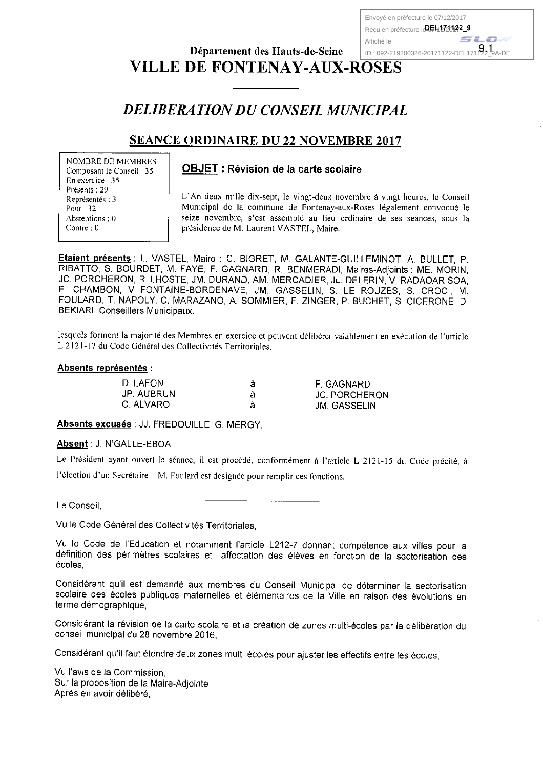Envoyé en préfecture le 07/12/2017
Reçu en préfecture le 07/12/2017
Affiché le
ID : 092-219200326-20171122-DEL171122_9A-DE

DEL171122_9

9.1

Département des Hauts-de-Seine

# VILLE DE FONTENAY-AUX-ROSES

## *DELIBERATION DU CONSEIL MUNICIPAL*

### SEANCE ORDINAIRE DU 22 NOVEMBRE 2017

NOMBRE DE MEMBRES
Composant le Conseil : 35
En exercice : 35
Présents : 29
Représentés : 3
Pour : 32
Abstentions : 0
Contre : 0

**OBJET : Révision de la carte scolaire**

L'An deux mille dix-sept, le vingt-deux novembre à vingt heures, le Conseil Municipal de la commune de Fontenay-aux-Roses légalement convoqué le seize novembre, s'est assemblé au lieu ordinaire de ses séances, sous la présidence de M. Laurent VASTEL, Maire.

**Etaient présents** : L. VASTEL, Maire ; C. BIGRET, M. GALANTE-GUILLEMINOT, A. BULLET, P. RIBATTO, S. BOURDET, M. FAYE, F. GAGNARD, R. BENMERADI, Maires-Adjoints : ME. MORIN, JC. PORCHERON, R. LHOSTE, JM. DURAND, AM. MERCADIER, JL. DELERIN, V. RADAOARISOA, E. CHAMBON, V FONTAINE-BORDENAVE, JM. GASSELIN, S. LE ROUZES, S. CROCI, M. FOULARD, T. NAPOLY, C. MARAZANO, A. SOMMIER, F. ZINGER, P. BUCHET, S. CICERONE, D. BEKIARI, Conseillers Municipaux.

lesquels forment la majorité des Membres en exercice et peuvent délibérer valablement en exécution de l'article L 2121-17 du Code Général des Collectivités Territoriales.

**Absents représentés** :

| | | |
|---|---|---|
| D. LAFON | à | F. GAGNARD |
| JP. AUBRUN | à | JC. PORCHERON |
| C. ALVARO | à | JM. GASSELIN |

**Absents excusés** : JJ. FREDOUILLE, G. MERGY.

**Absent** : J. N'GALLE-EBOA

Le Président ayant ouvert la séance, il est procédé, conformément à l'article L 2121-15 du Code précité, à l'élection d'un Secrétaire : M. Foulard est désignée pour remplir ces fonctions.

---

Le Conseil,

Vu le Code Général des Collectivités Territoriales,

Vu le Code de l'Education et notamment l'article L212-7 donnant compétence aux villes pour la définition des périmètres scolaires et l'affectation des élèves en fonction de la sectorisation des écoles,

Considérant qu'il est demandé aux membres du Conseil Municipal de déterminer la sectorisation scolaire des écoles publiques maternelles et élémentaires de la Ville en raison des évolutions en terme démographique,

Considérant la révision de la carte scolaire et la création de zones multi-écoles par la délibération du conseil municipal du 28 novembre 2016,

Considérant qu'il faut étendre deux zones multi-écoles pour ajuster les effectifs entre les écoles,

Vu l'avis de la Commission,
Sur la proposition de la Maire-Adjointe
Après en avoir délibéré,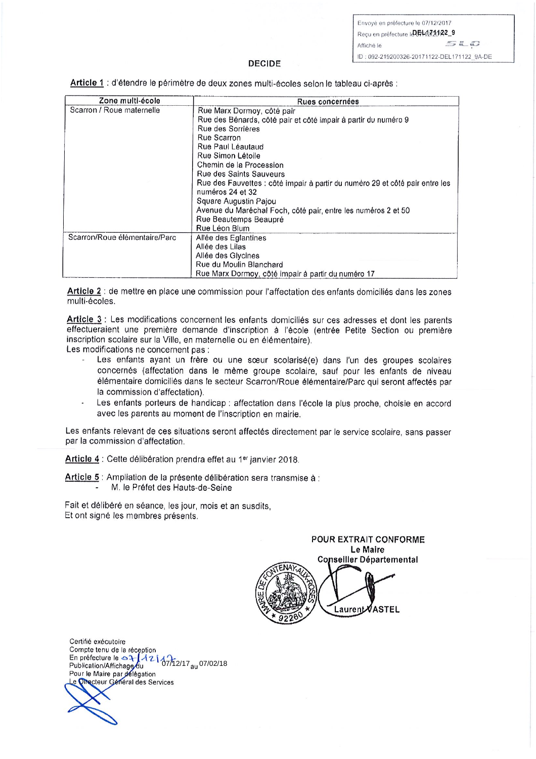Envoyé en préfecture le 07/12/2017
Reçu en préfecture le 07/12/2017
Affiché le
ID : 092-219200326-20171122-DEL171122_9A-DE

**DECIDE**

**Article 1** : d'étendre le périmètre de deux zones multi-écoles selon le tableau ci-après :

| Zone multi-école | Rues concernées |
| --- | --- |
| Scarron / Roue maternelle | Rue Marx Dormoy, côté pair<br>Rue des Bénards, côté pair et côté impair à partir du numéro 9<br>Rue des Sorrières<br>Rue Scarron<br>Rue Paul Léautaud<br>Rue Simon Létoile<br>Chemin de la Procession<br>Rue des Saints Sauveurs<br>Rue des Fauvettes : côté impair à partir du numéro 29 et côté pair entre les numéros 24 et 32<br>Square Augustin Pajou<br>Avenue du Maréchal Foch, côté pair, entre les numéros 2 et 50<br>Rue Beautemps Beaupré<br>Rue Léon Blum |
| Scarron/Roue élémentaire/Parc | Allée des Eglantines<br>Allée des Lilas<br>Allée des Glycines<br>Rue du Moulin Blanchard<br>Rue Marx Dormoy, côté impair à partir du numéro 17 |

**Article 2** : de mettre en place une commission pour l'affectation des enfants domiciliés dans les zones multi-écoles.

**Article 3** : Les modifications concernent les enfants domiciliés sur ces adresses et dont les parents effectueraient une première demande d'inscription à l'école (entrée Petite Section ou première inscription scolaire sur la Ville, en maternelle ou en élémentaire).

Les modifications ne concernent pas :

- Les enfants ayant un frère ou une sœur scolarisé(e) dans l'un des groupes scolaires concernés (affectation dans le même groupe scolaire, sauf pour les enfants de niveau élémentaire domiciliés dans le secteur Scarron/Roue élémentaire/Parc qui seront affectés par la commission d'affectation).
- Les enfants porteurs de handicap : affectation dans l'école la plus proche, choisie en accord avec les parents au moment de l'inscription en mairie.

Les enfants relevant de ces situations seront affectés directement par le service scolaire, sans passer par la commission d'affectation.

**Article 4** : Cette délibération prendra effet au 1er janvier 2018.

**Article 5** : Ampliation de la présente délibération sera transmise à :

- M. le Préfet des Hauts-de-Seine

Fait et délibéré en séance, les jour, mois et an susdits,
Et ont signé les membres présents.

**POUR EXTRAIT CONFORME**
**Le Maire**
**Conseiller Départemental**

Laurent VASTEL

Certifié exécutoire
Compte tenu de la réception
En préfecture le 07/12/17
Publication/Affichage du 07/12/17 au 07/02/18
Pour le Maire par délégation
Le Directeur Général des Services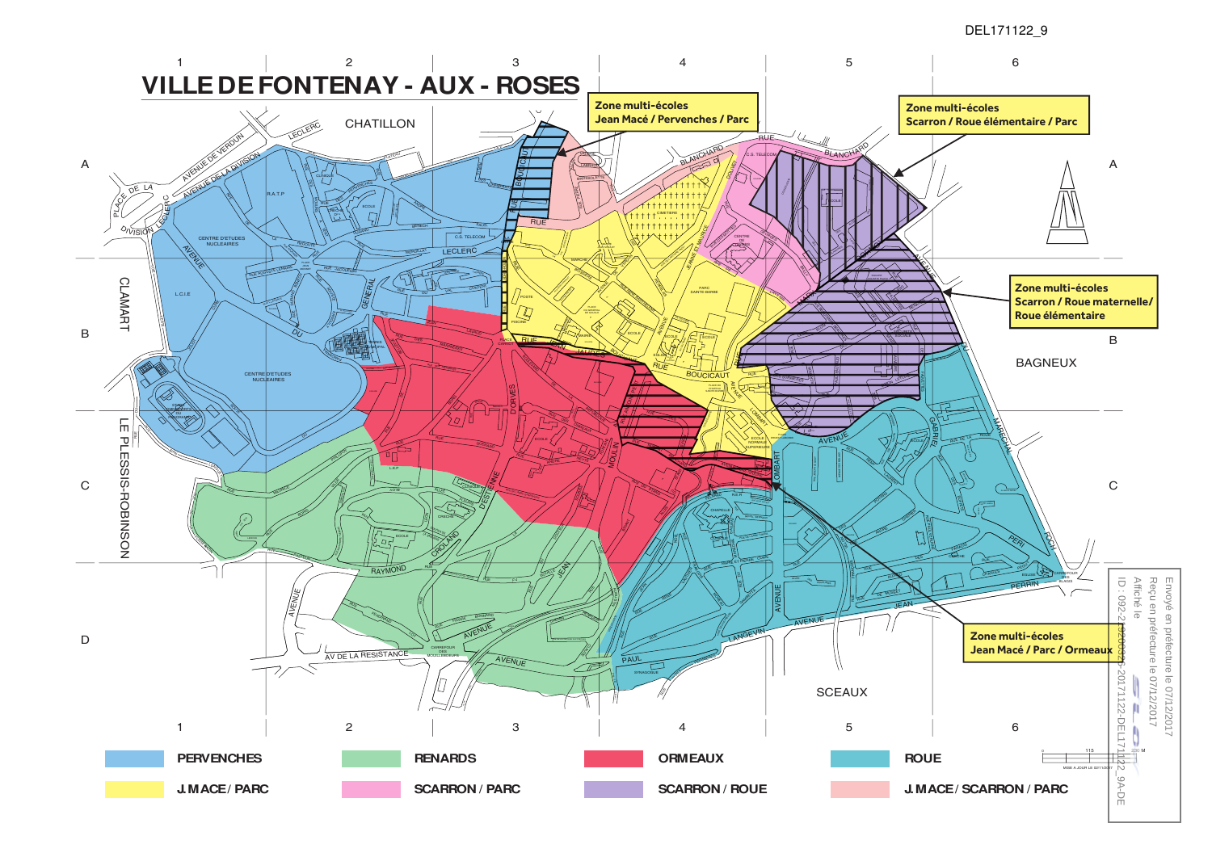DEL171122_9

# VILLE DE FONTENAY - AUX - ROSES

**Zone multi-écoles**
**Jean Macé / Pervenches / Parc**

**Zone multi-écoles**
**Scarron / Roue élémentaire / Parc**

**Zone multi-écoles**
**Scarron / Roue maternelle/ Roue élémentaire**

**Zone multi-écoles**
**Jean Macé / Parc / Ormeaux**

CHATILLON

CLAMART

LE PLESSIS-ROBINSON

BAGNEUX

SCEAUX

PERVENCHES

RENARDS

ORMEAUX

ROUE

J.MACE / PARC

SCARRON / PARC

SCARRON / ROUE

J.MACE / SCARRON / PARC

Envoyé en préfecture le 07/12/2017

Reçu en préfecture le 07/12/2017

Affiché le

ID : 092-219200326-20171122-DEL171122_9A-DE